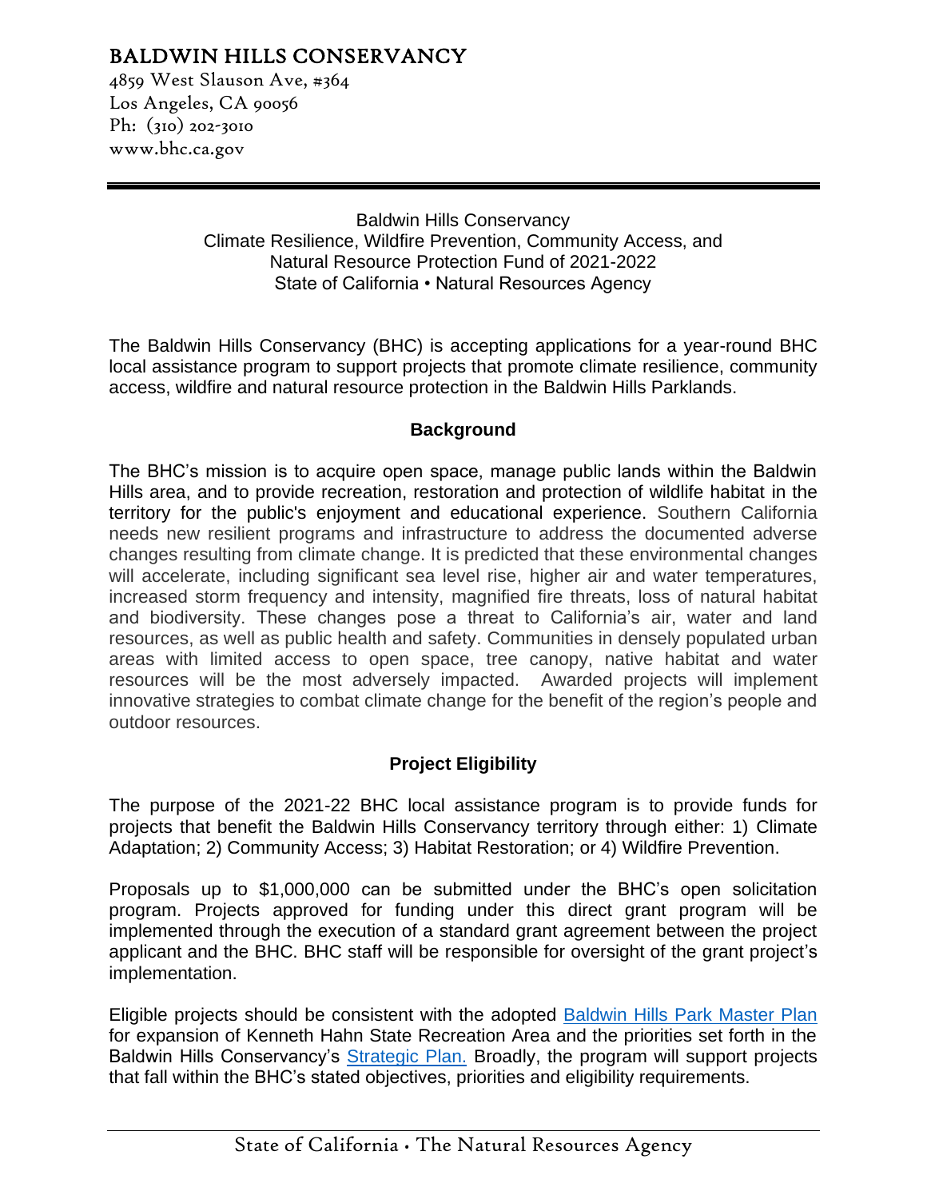# BALDWIN HILLS CONSERVANCY

4859 West Slauson Ave, #364
Los Angeles, CA 90056
Ph: (310) 202-3010
www.bhc.ca.gov

Baldwin Hills Conservancy
Climate Resilience, Wildfire Prevention, Community Access, and Natural Resource Protection Fund of 2021-2022
State of California • Natural Resources Agency

The Baldwin Hills Conservancy (BHC) is accepting applications for a year-round BHC local assistance program to support projects that promote climate resilience, community access, wildfire and natural resource protection in the Baldwin Hills Parklands.

## Background

The BHC's mission is to acquire open space, manage public lands within the Baldwin Hills area, and to provide recreation, restoration and protection of wildlife habitat in the territory for the public's enjoyment and educational experience. Southern California needs new resilient programs and infrastructure to address the documented adverse changes resulting from climate change. It is predicted that these environmental changes will accelerate, including significant sea level rise, higher air and water temperatures, increased storm frequency and intensity, magnified fire threats, loss of natural habitat and biodiversity. These changes pose a threat to California's air, water and land resources, as well as public health and safety. Communities in densely populated urban areas with limited access to open space, tree canopy, native habitat and water resources will be the most adversely impacted. Awarded projects will implement innovative strategies to combat climate change for the benefit of the region's people and outdoor resources.

## Project Eligibility

The purpose of the 2021-22 BHC local assistance program is to provide funds for projects that benefit the Baldwin Hills Conservancy territory through either: 1) Climate Adaptation; 2) Community Access; 3) Habitat Restoration; or 4) Wildfire Prevention.

Proposals up to $1,000,000 can be submitted under the BHC's open solicitation program. Projects approved for funding under this direct grant program will be implemented through the execution of a standard grant agreement between the project applicant and the BHC. BHC staff will be responsible for oversight of the grant project's implementation.

Eligible projects should be consistent with the adopted Baldwin Hills Park Master Plan for expansion of Kenneth Hahn State Recreation Area and the priorities set forth in the Baldwin Hills Conservancy's Strategic Plan. Broadly, the program will support projects that fall within the BHC's stated objectives, priorities and eligibility requirements.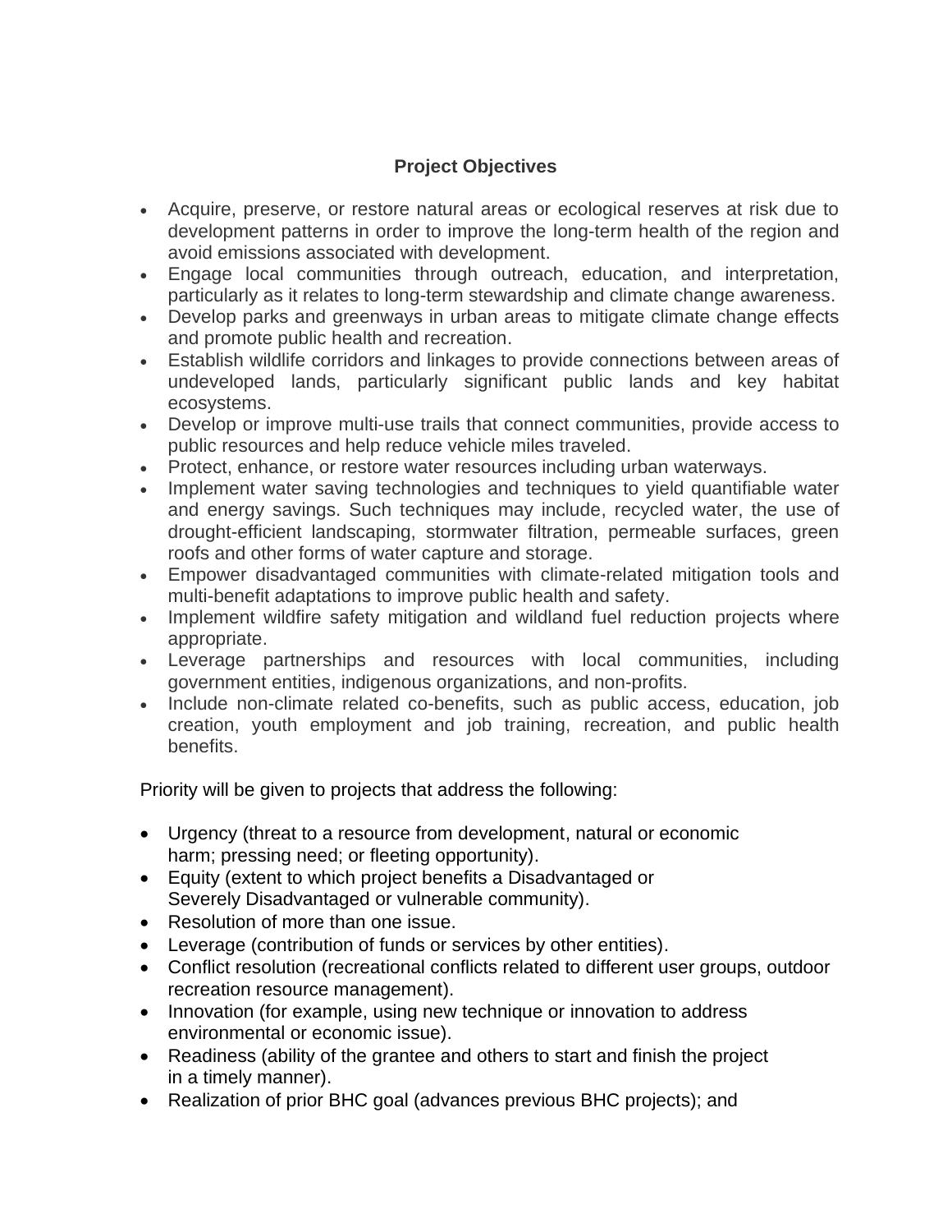**Project Objectives**

- Acquire, preserve, or restore natural areas or ecological reserves at risk due to development patterns in order to improve the long-term health of the region and avoid emissions associated with development.
- Engage local communities through outreach, education, and interpretation, particularly as it relates to long-term stewardship and climate change awareness.
- Develop parks and greenways in urban areas to mitigate climate change effects and promote public health and recreation.
- Establish wildlife corridors and linkages to provide connections between areas of undeveloped lands, particularly significant public lands and key habitat ecosystems.
- Develop or improve multi-use trails that connect communities, provide access to public resources and help reduce vehicle miles traveled.
- Protect, enhance, or restore water resources including urban waterways.
- Implement water saving technologies and techniques to yield quantifiable water and energy savings. Such techniques may include, recycled water, the use of drought-efficient landscaping, stormwater filtration, permeable surfaces, green roofs and other forms of water capture and storage.
- Empower disadvantaged communities with climate-related mitigation tools and multi-benefit adaptations to improve public health and safety.
- Implement wildfire safety mitigation and wildland fuel reduction projects where appropriate.
- Leverage partnerships and resources with local communities, including government entities, indigenous organizations, and non-profits.
- Include non-climate related co-benefits, such as public access, education, job creation, youth employment and job training, recreation, and public health benefits.

Priority will be given to projects that address the following:

- Urgency (threat to a resource from development, natural or economic harm; pressing need; or fleeting opportunity).
- Equity (extent to which project benefits a Disadvantaged or Severely Disadvantaged or vulnerable community).
- Resolution of more than one issue.
- Leverage (contribution of funds or services by other entities).
- Conflict resolution (recreational conflicts related to different user groups, outdoor recreation resource management).
- Innovation (for example, using new technique or innovation to address environmental or economic issue).
- Readiness (ability of the grantee and others to start and finish the project in a timely manner).
- Realization of prior BHC goal (advances previous BHC projects); and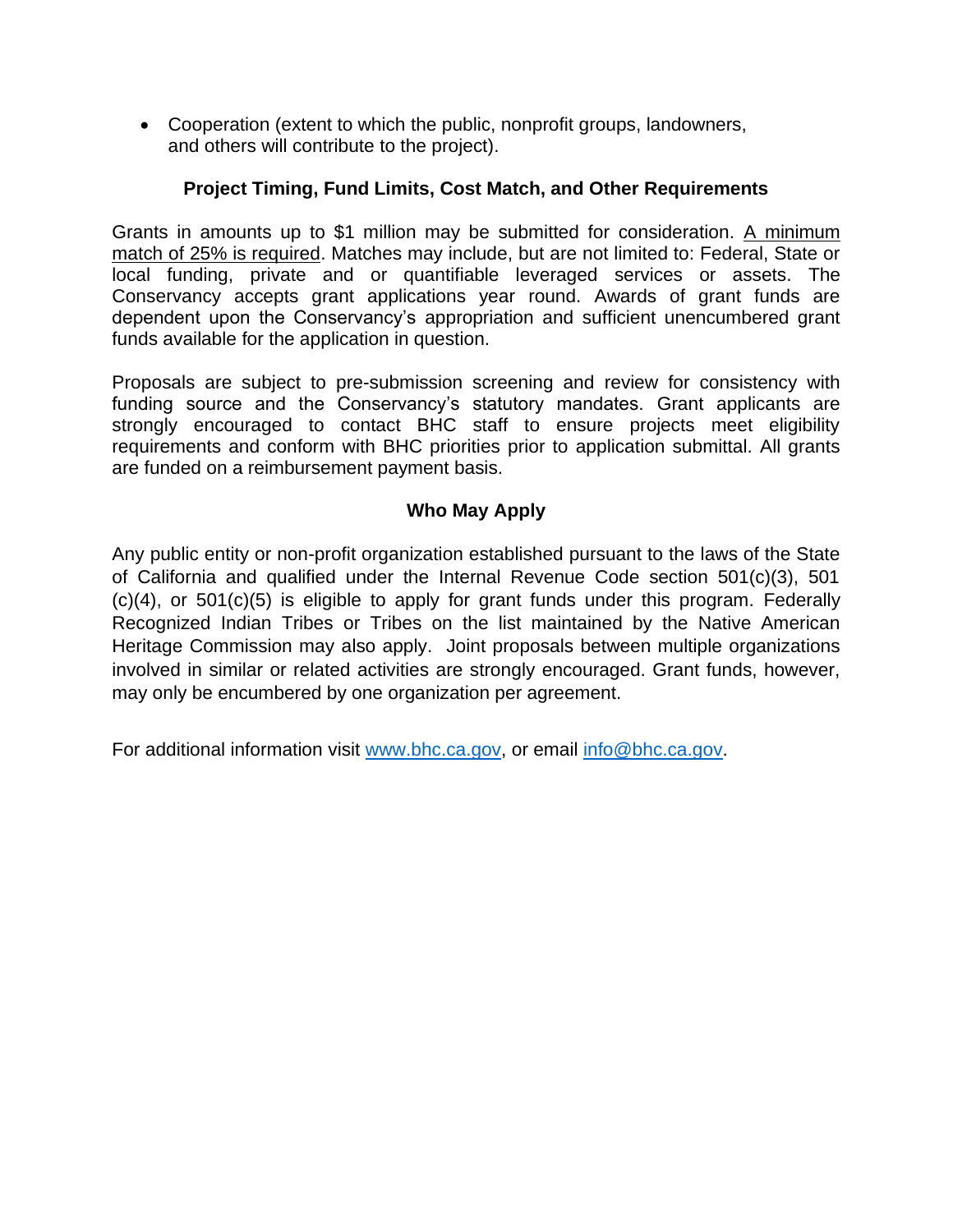- Cooperation (extent to which the public, nonprofit groups, landowners, and others will contribute to the project).

## Project Timing, Fund Limits, Cost Match, and Other Requirements

Grants in amounts up to $1 million may be submitted for consideration. A minimum match of 25% is required. Matches may include, but are not limited to: Federal, State or local funding, private and or quantifiable leveraged services or assets. The Conservancy accepts grant applications year round. Awards of grant funds are dependent upon the Conservancy's appropriation and sufficient unencumbered grant funds available for the application in question.

Proposals are subject to pre-submission screening and review for consistency with funding source and the Conservancy's statutory mandates. Grant applicants are strongly encouraged to contact BHC staff to ensure projects meet eligibility requirements and conform with BHC priorities prior to application submittal. All grants are funded on a reimbursement payment basis.

## Who May Apply

Any public entity or non-profit organization established pursuant to the laws of the State of California and qualified under the Internal Revenue Code section 501(c)(3), 501 (c)(4), or 501(c)(5) is eligible to apply for grant funds under this program. Federally Recognized Indian Tribes or Tribes on the list maintained by the Native American Heritage Commission may also apply. Joint proposals between multiple organizations involved in similar or related activities are strongly encouraged. Grant funds, however, may only be encumbered by one organization per agreement.

For additional information visit [www.bhc.ca.gov](http://www.bhc.ca.gov), or email [info@bhc.ca.gov](mailto:info@bhc.ca.gov).